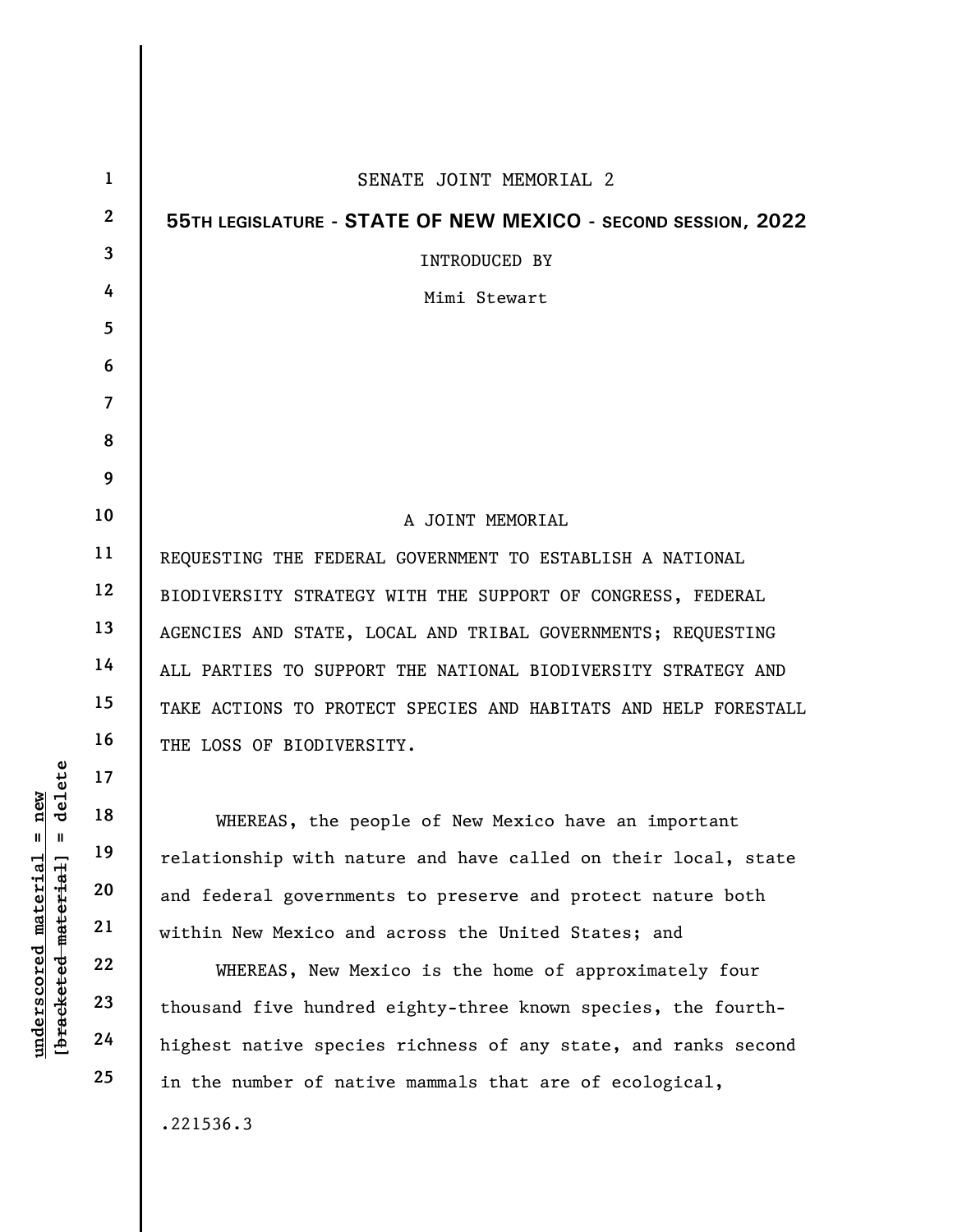SENATE JOINT MEMORIAL 2

**55TH LEGISLATURE - STATE OF NEW MEXICO - SECOND SESSION, 2022**

INTRODUCED BY

Mimi Stewart

A JOINT MEMORIAL

REQUESTING THE FEDERAL GOVERNMENT TO ESTABLISH A NATIONAL BIODIVERSITY STRATEGY WITH THE SUPPORT OF CONGRESS, FEDERAL AGENCIES AND STATE, LOCAL AND TRIBAL GOVERNMENTS; REQUESTING ALL PARTIES TO SUPPORT THE NATIONAL BIODIVERSITY STRATEGY AND TAKE ACTIONS TO PROTECT SPECIES AND HABITATS AND HELP FORESTALL THE LOSS OF BIODIVERSITY.

WHEREAS, the people of New Mexico have an important relationship with nature and have called on their local, state and federal governments to preserve and protect nature both within New Mexico and across the United States; and

WHEREAS, New Mexico is the home of approximately four thousand five hundred eighty-three known species, the fourth-highest native species richness of any state, and ranks second in the number of native mammals that are of ecological,

.221536.3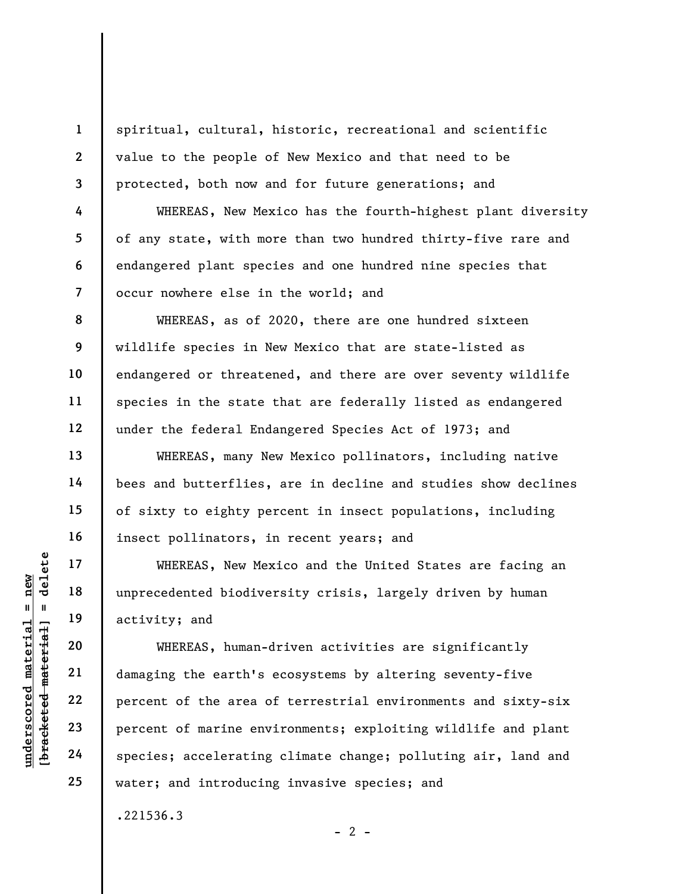spiritual, cultural, historic, recreational and scientific value to the people of New Mexico and that need to be protected, both now and for future generations; and

WHEREAS, New Mexico has the fourth-highest plant diversity of any state, with more than two hundred thirty-five rare and endangered plant species and one hundred nine species that occur nowhere else in the world; and

WHEREAS, as of 2020, there are one hundred sixteen wildlife species in New Mexico that are state-listed as endangered or threatened, and there are over seventy wildlife species in the state that are federally listed as endangered under the federal Endangered Species Act of 1973; and

WHEREAS, many New Mexico pollinators, including native bees and butterflies, are in decline and studies show declines of sixty to eighty percent in insect populations, including insect pollinators, in recent years; and

WHEREAS, New Mexico and the United States are facing an unprecedented biodiversity crisis, largely driven by human activity; and

WHEREAS, human-driven activities are significantly damaging the earth's ecosystems by altering seventy-five percent of the area of terrestrial environments and sixty-six percent of marine environments; exploiting wildlife and plant species; accelerating climate change; polluting air, land and water; and introducing invasive species; and

.221536.3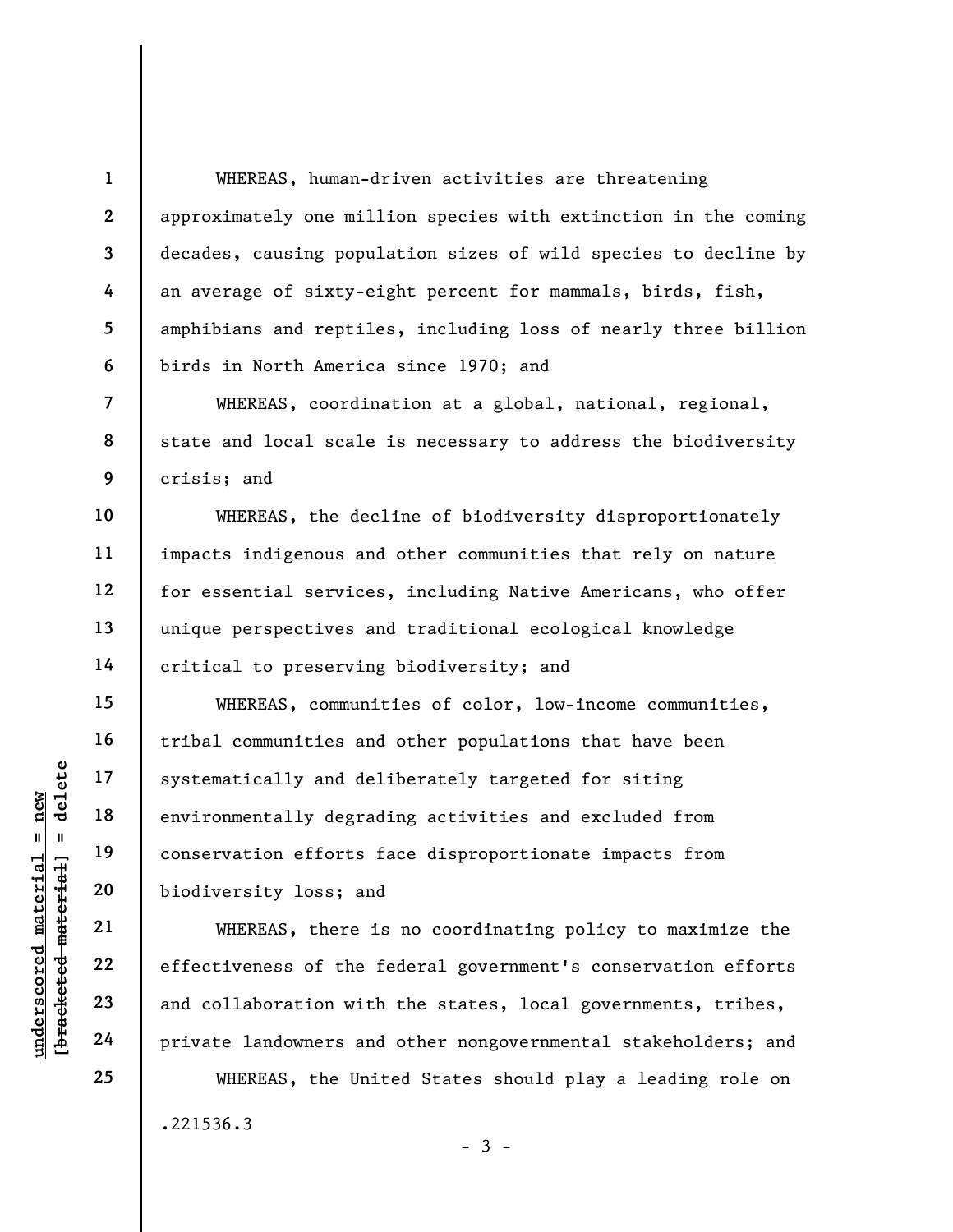WHEREAS, human-driven activities are threatening approximately one million species with extinction in the coming decades, causing population sizes of wild species to decline by an average of sixty-eight percent for mammals, birds, fish, amphibians and reptiles, including loss of nearly three billion birds in North America since 1970; and

WHEREAS, coordination at a global, national, regional, state and local scale is necessary to address the biodiversity crisis; and

WHEREAS, the decline of biodiversity disproportionately impacts indigenous and other communities that rely on nature for essential services, including Native Americans, who offer unique perspectives and traditional ecological knowledge critical to preserving biodiversity; and

WHEREAS, communities of color, low-income communities, tribal communities and other populations that have been systematically and deliberately targeted for siting environmentally degrading activities and excluded from conservation efforts face disproportionate impacts from biodiversity loss; and

WHEREAS, there is no coordinating policy to maximize the effectiveness of the federal government's conservation efforts and collaboration with the states, local governments, tribes, private landowners and other nongovernmental stakeholders; and

WHEREAS, the United States should play a leading role on

.221536.3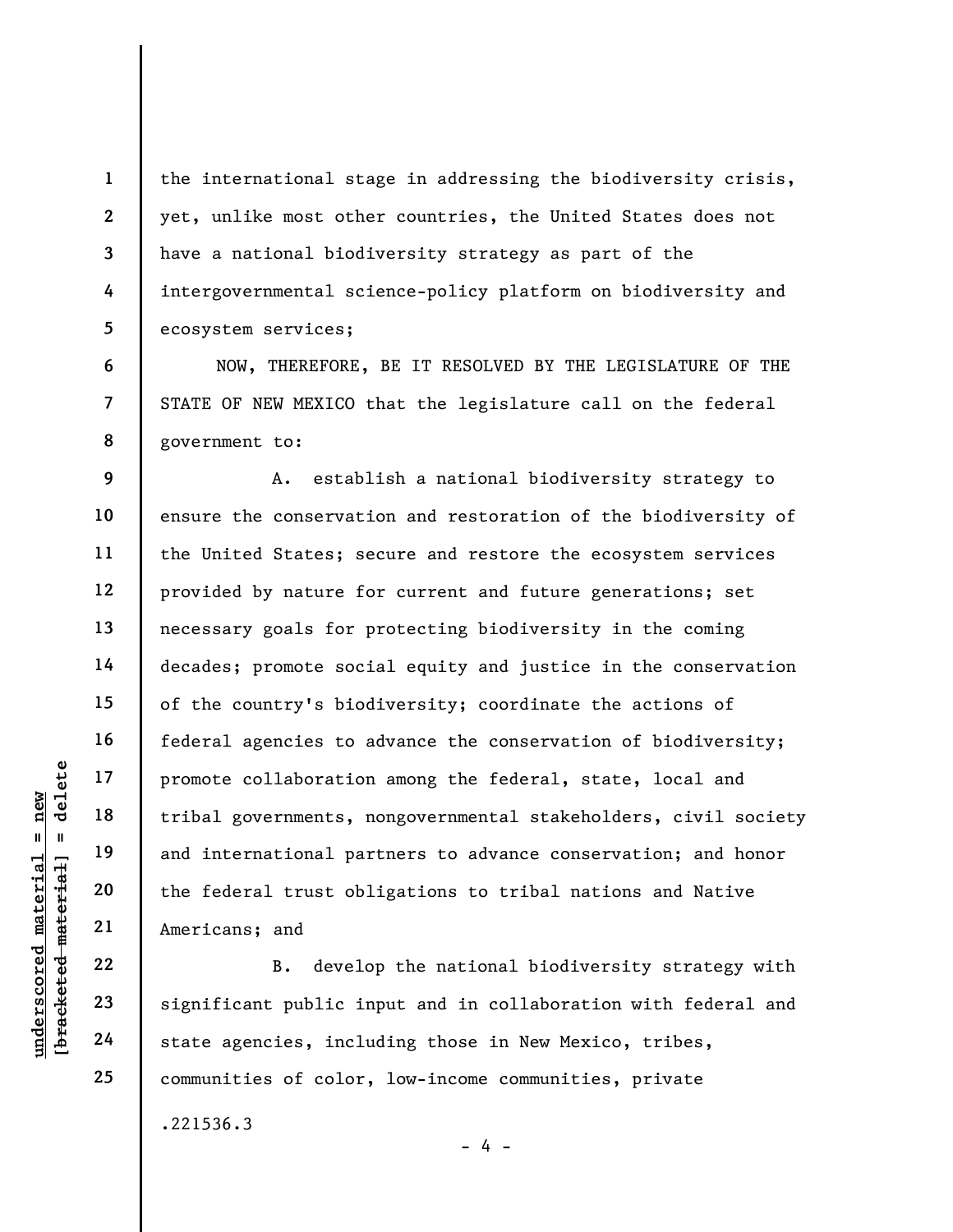the international stage in addressing the biodiversity crisis, yet, unlike most other countries, the United States does not have a national biodiversity strategy as part of the intergovernmental science-policy platform on biodiversity and ecosystem services;

NOW, THEREFORE, BE IT RESOLVED BY THE LEGISLATURE OF THE STATE OF NEW MEXICO that the legislature call on the federal government to:

A. establish a national biodiversity strategy to ensure the conservation and restoration of the biodiversity of the United States; secure and restore the ecosystem services provided by nature for current and future generations; set necessary goals for protecting biodiversity in the coming decades; promote social equity and justice in the conservation of the country's biodiversity; coordinate the actions of federal agencies to advance the conservation of biodiversity; promote collaboration among the federal, state, local and tribal governments, nongovernmental stakeholders, civil society and international partners to advance conservation; and honor the federal trust obligations to tribal nations and Native Americans; and

B. develop the national biodiversity strategy with significant public input and in collaboration with federal and state agencies, including those in New Mexico, tribes, communities of color, low-income communities, private

.221536.3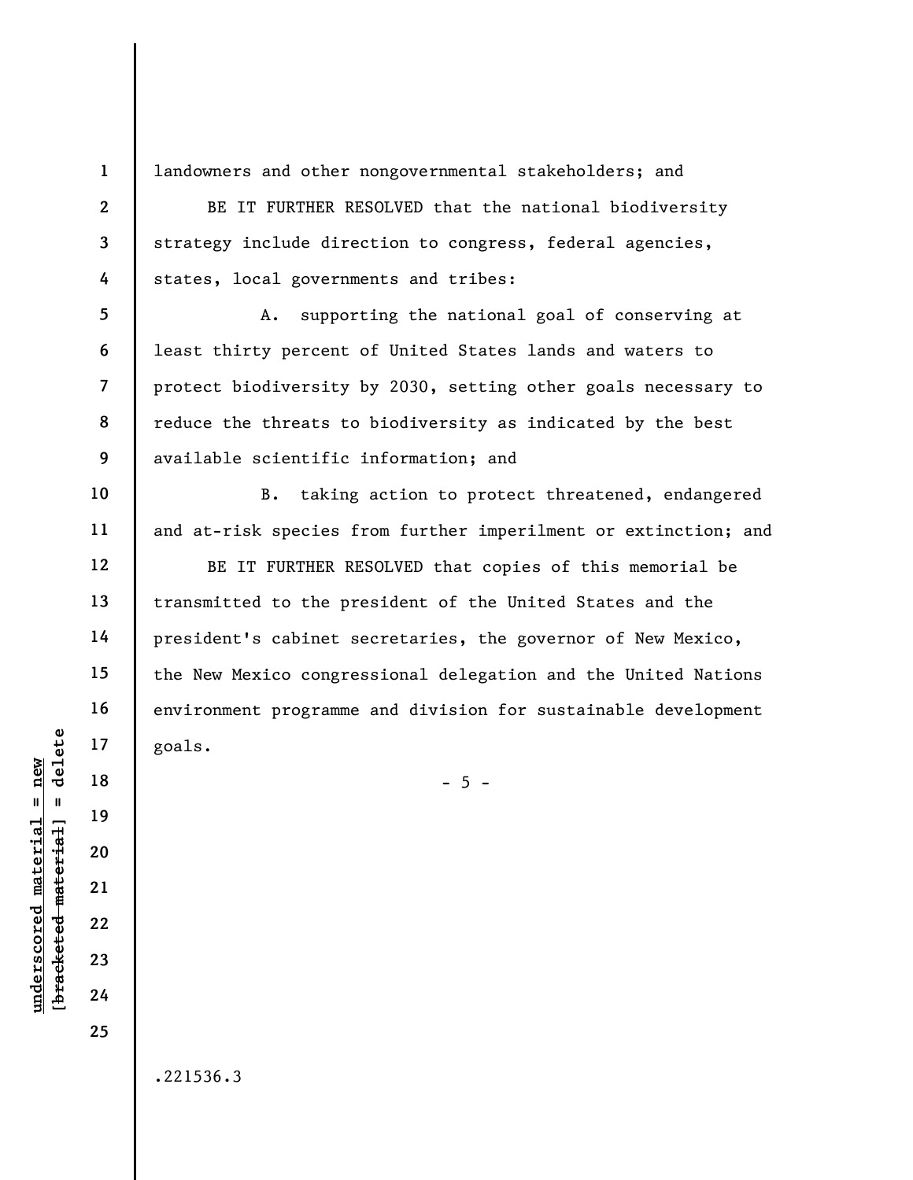landowners and other nongovernmental stakeholders; and

BE IT FURTHER RESOLVED that the national biodiversity strategy include direction to congress, federal agencies, states, local governments and tribes:

A. supporting the national goal of conserving at least thirty percent of United States lands and waters to protect biodiversity by 2030, setting other goals necessary to reduce the threats to biodiversity as indicated by the best available scientific information; and

B. taking action to protect threatened, endangered and at-risk species from further imperilment or extinction; and

BE IT FURTHER RESOLVED that copies of this memorial be transmitted to the president of the United States and the president's cabinet secretaries, the governor of New Mexico, the New Mexico congressional delegation and the United Nations environment programme and division for sustainable development goals.

.221536.3